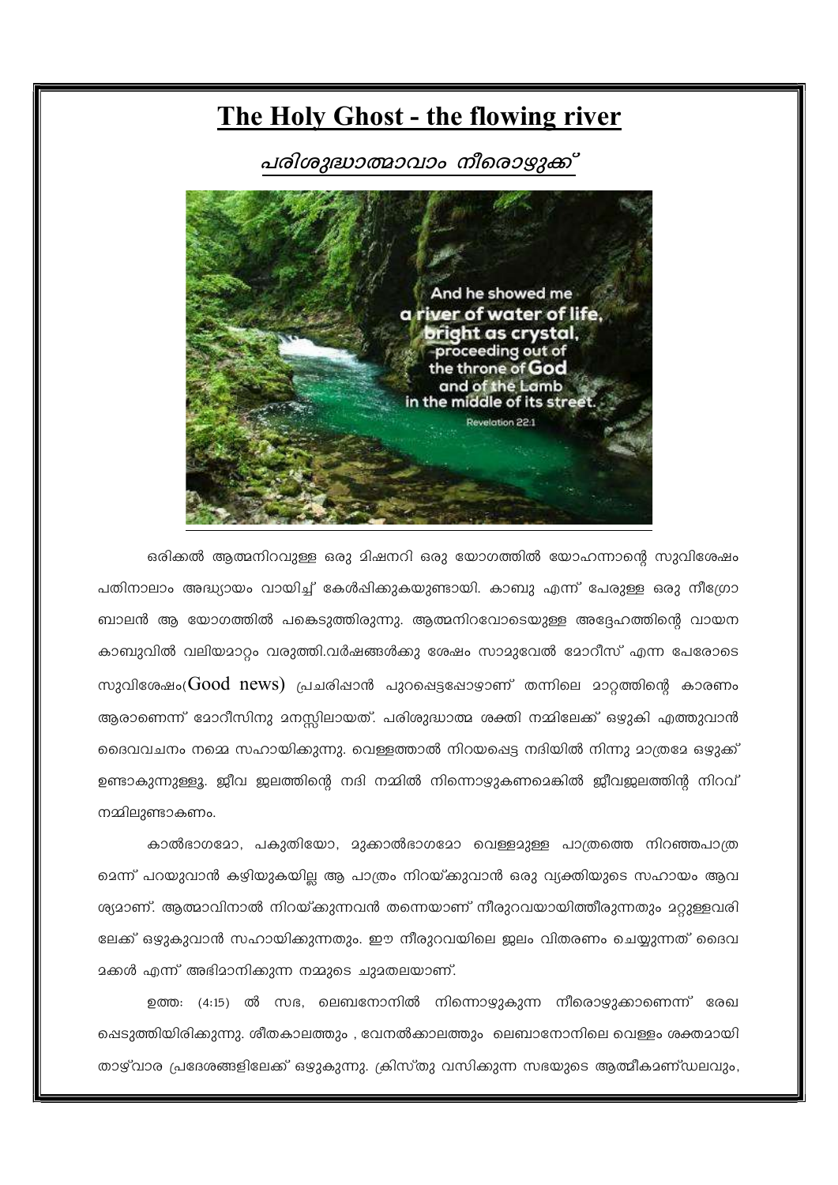# The Holy Ghost - the flowing river

## *പരിശുദ്ധാത്മാവാം നീരൊഴുക്ക്*

ഒരിക്കൽ ആത്മനിറവുള്ള ഒരു മിഷനറി ഒരു യോഗത്തിൽ യോഹന്നാന്റെ സുവിശേഷം പതിനാലാം അദ്ധ്യായം വായിച്ച് കേൾപ്പിക്കുകയുണ്ടായി. കാബു എന്ന് പേരുള്ള ഒരു നീഗ്രോ ബാലൻ ആ യോഗത്തിൽ പങ്കെടുത്തിരുന്നു. ആത്മനിറവോടെയുള്ള അദ്ദേഹത്തിന്റെ വായന കാബുവിൽ വലിയമാറ്റം വരുത്തി.വർഷങ്ങൾക്കു ശേഷം സാമുവേൽ മോറീസ് എന്ന പേരോടെ സുവിശേഷം(Good news) പ്രചരിപ്പാൻ പുറപ്പെട്ടപ്പോഴാണ് തന്നിലെ മാറ്റത്തിന്റെ കാരണം ആരാണെന്ന് മോറീസിനു മനസ്സിലായത്. പരിശുദ്ധാത്മ ശക്തി നമ്മിലേക്ക് ഒഴുകി എത്തുവാൻ ദൈവവചനം നമ്മെ സഹായിക്കുന്നു. വെള്ളത്താൽ നിറയപ്പെട്ട നദിയിൽ നിന്നു മാത്രമേ ഒഴുക്ക് ഉണ്ടാകുന്നുള്ളൂ. ജീവ ജലത്തിന്റെ നദി നമ്മിൽ നിന്നൊഴുകണമെങ്കിൽ ജീവജലത്തിന്റ നിറവ് നമ്മിലുണ്ടാകണം.

കാൽഭാഗമോ, പകുതിയോ, മുക്കാൽഭാഗമോ വെള്ളമുള്ള പാത്രത്തെ നിറഞ്ഞപാത്രമെന്ന് പറയുവാൻ കഴിയുകയില്ല ആ പാത്രം നിറയ്ക്കുവാൻ ഒരു വ്യക്തിയുടെ സഹായം ആവശ്യമാണ്. ആത്മാവിനാൽ നിറയ്ക്കുന്നവൻ തന്നെയാണ് നീരുറവയായിത്തീരുന്നതും മറ്റുള്ളവരിലേക്ക് ഒഴുകുവാൻ സഹായിക്കുന്നതും. ഈ നീരുറവയിലെ ജലം വിതരണം ചെയ്യുന്നത് ദൈവമക്കൾ എന്ന് അഭിമാനിക്കുന്ന നമ്മുടെ ചുമതലയാണ്.

ഉത്ത: (4:15) ൽ സഭ, ലെബനോനിൽ നിന്നൊഴുകുന്ന നീരൊഴുക്കാണെന്ന് രേഖപ്പെടുത്തിയിരിക്കുന്നു. ശീതകാലത്തും , വേനൽക്കാലത്തും ലെബാനോനിലെ വെള്ളം ശക്തമായി താഴ്‌വാര പ്രദേശങ്ങളിലേക്ക് ഒഴുകുന്നു. ക്രിസ്തു വസിക്കുന്ന സഭയുടെ ആത്മീകമണ്ഡലവും,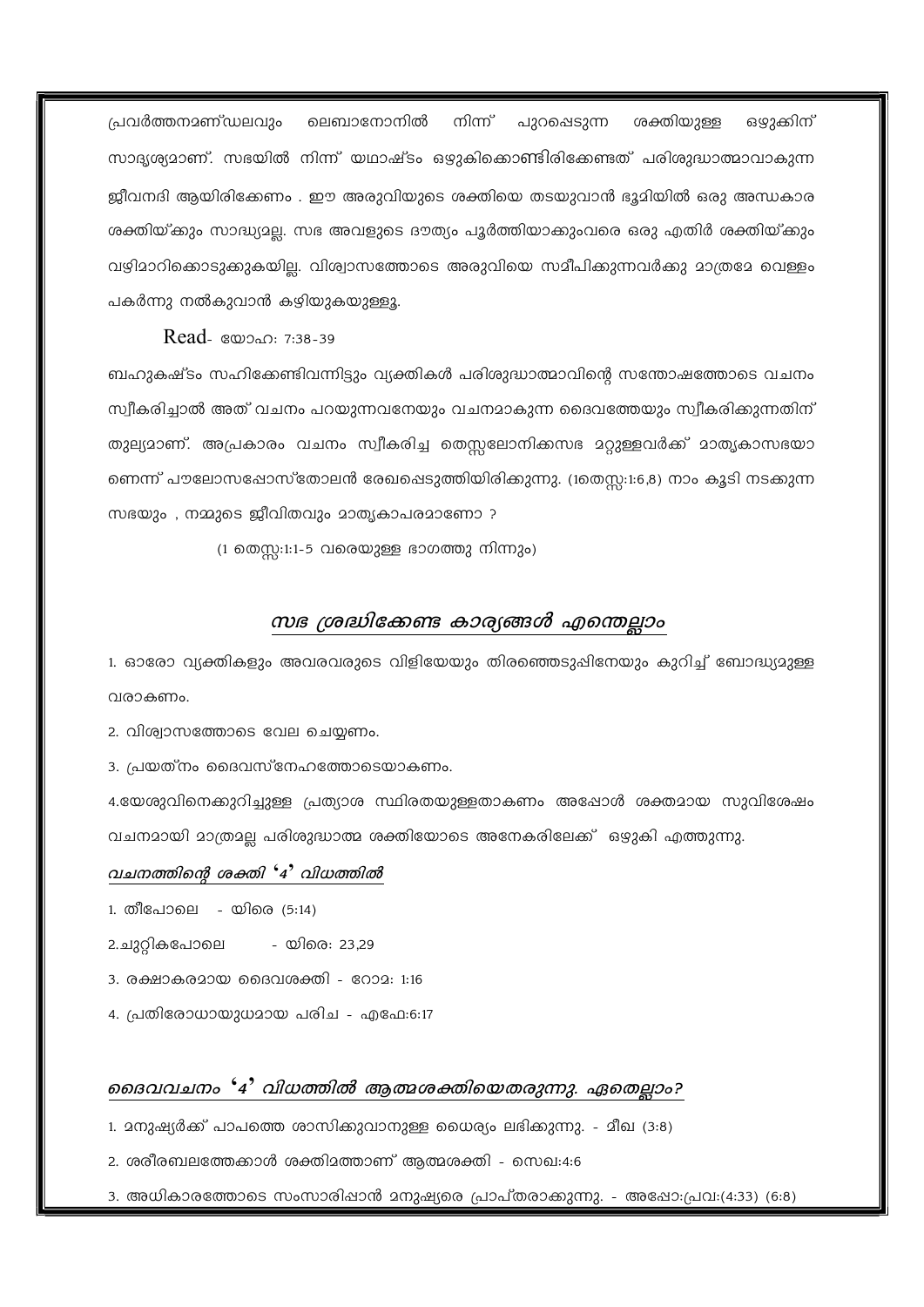പ്രവർത്തനമണ്ഡലവും ലെബാനോനിൽ നിന്ന് പുറപ്പെടുന്ന ശക്തിയുള്ള ഒഴുക്കിന് സാദൃശ്യമാണ്. സഭയിൽ നിന്ന് യഥാഷ്ടം ഒഴുകിക്കൊണ്ടിരിക്കേണ്ടത് പരിശുദ്ധാത്മാവാകുന്ന ജീവനദി ആയിരിക്കേണം . ഈ അരുവിയുടെ ശക്തിയെ തടയുവാൻ ഭൂമിയിൽ ഒരു അന്ധകാര ശക്തിയ്ക്കും സാദ്ധ്യമല്ല. സഭ അവളുടെ ദൗത്യം പൂർത്തിയാക്കുംവരെ ഒരു എതിർ ശക്തിയ്ക്കും വഴിമാറിക്കൊടുക്കുകയില്ല. വിശ്വാസത്തോടെ അരുവിയെ സമീപിക്കുന്നവർക്കു മാത്രമേ വെള്ളം പകർന്നു നൽകുവാൻ കഴിയുകയുള്ളൂ.

Read- യോഹ: 7:38-39

ബഹുകഷ്ടം സഹിക്കേണ്ടിവന്നിട്ടും വ്യക്തികൾ പരിശുദ്ധാത്മാവിന്റെ സന്തോഷത്തോടെ വചനം സ്വീകരിച്ചാൽ അത് വചനം പറയുന്നവനേയും വചനമാകുന്ന ദൈവത്തേയും സ്വീകരിക്കുന്നതിന് തുല്യമാണ്. അപ്രകാരം വചനം സ്വീകരിച്ച തെസ്സലോനിക്കസഭ മറ്റുള്ളവർക്ക് മാതൃകാസഭയാണെന്ന് പൗലോസപ്പോസ്തോലൻ രേഖപ്പെടുത്തിയിരിക്കുന്നു. (1തെസ്സ:1:6,8) നാം കൂടി നടക്കുന്ന സഭയും , നമ്മുടെ ജീവിതവും മാതൃകാപരമാണോ ?

(1 തെസ്സ:1:1-5 വരെയുള്ള ഭാഗത്തു നിന്നും)

## *സഭ ശ്രദ്ധിക്കേണ്ട കാര്യങ്ങൾ എന്തെല്ലാം*

1. ഓരോ വ്യക്തികളും അവരവരുടെ വിളിയേയും തിരഞ്ഞെടുപ്പിനേയും കുറിച്ച് ബോദ്ധ്യമുള്ള വരാകണം.
2. വിശ്വാസത്തോടെ വേല ചെയ്യണം.
3. പ്രയത്നം ദൈവസ്നേഹത്തോടെയാകണം.
4.യേശുവിനെക്കുറിച്ചുള്ള പ്രത്യാശ സ്ഥിരതയുള്ളതാകണം അപ്പോൾ ശക്തമായ സുവിശേഷം വചനമായി മാത്രമല്ല പരിശുദ്ധാത്മ ശക്തിയോടെ അനേകരിലേക്ക് ഒഴുകി എത്തുന്നു.

### *വചനത്തിന്റെ ശക്തി '4' വിധത്തിൽ*

1. തീപോലെ - യിരെ (5:14)
2. ചുറ്റികപോലെ - യിരെ: 23,29
3. രക്ഷാകരമായ ദൈവശക്തി - റോമ: 1:16
4. പ്രതിരോധായുധമായ പരിച - എഫേ:6:17

### *ദൈവവചനം '4' വിധത്തിൽ ആത്മശക്തിയെതരുന്നു. ഏതെല്ലാം?*

1. മനുഷ്യർക്ക് പാപത്തെ ശാസിക്കുവാനുള്ള ധൈര്യം ലഭിക്കുന്നു. - മീഖ (3:8)
2. ശരീരബലത്തേക്കാൾ ശക്തിമത്താണ് ആത്മശക്തി - സെഖ:4:6
3. അധികാരത്തോടെ സംസാരിപ്പാൻ മനുഷ്യരെ പ്രാപ്തരാക്കുന്നു. - അപ്പോ:പ്രവ:(4:33) (6:8)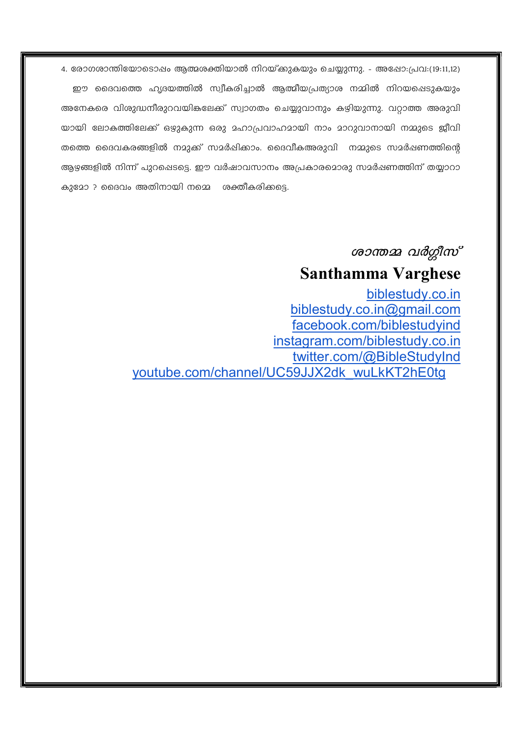4. രോഗശാന്തിയോടൊപ്പം ആത്മശക്തിയാൽ നിറയ്ക്കുകയും ചെയ്യുന്നു. - അപ്പോ:പ്രവ:(19:11,12)

ഈ ദൈവത്തെ ഹൃദയത്തിൽ സ്വീകരിച്ചാൽ ആത്മീയപ്രത്യാശ നമ്മിൽ നിറയപ്പെടുകയും അനേകരെ വിശുദ്ധനീരുറവയിങ്കലേക്ക് സ്വാഗതം ചെയ്യുവാനും കഴിയുന്നു. വറ്റാത്ത അരുവിയായി ലോകത്തിലേക്ക് ഒഴുകുന്ന ഒരു മഹാപ്രവാഹമായി നാം മാറുവാനായി നമ്മുടെ ജീവിതത്തെ ദൈവകരങ്ങളിൽ നമുക്ക് സമർപ്പിക്കാം. ദൈവീകഅരുവി നമ്മുടെ സമർപ്പണത്തിന്റെ ആഴങ്ങളിൽ നിന്ന് പുറപ്പെടട്ടെ. ഈ വർഷാവസാനം അപ്രകാരമൊരു സമർപ്പണത്തിന് തയ്യാറാകുമോ ? ദൈവം അതിനായി നമ്മെ ശക്തീകരിക്കട്ടെ.

*ശാന്തമ്മ വർഗ്ഗീസ്*

**Santhamma Varghese**

biblestudy.co.in
biblestudy.co.in@gmail.com
facebook.com/biblestudyind
instagram.com/biblestudy.co.in
twitter.com/@BibleStudyInd
youtube.com/channel/UC59JJX2dk_wuLkKT2hE0tg